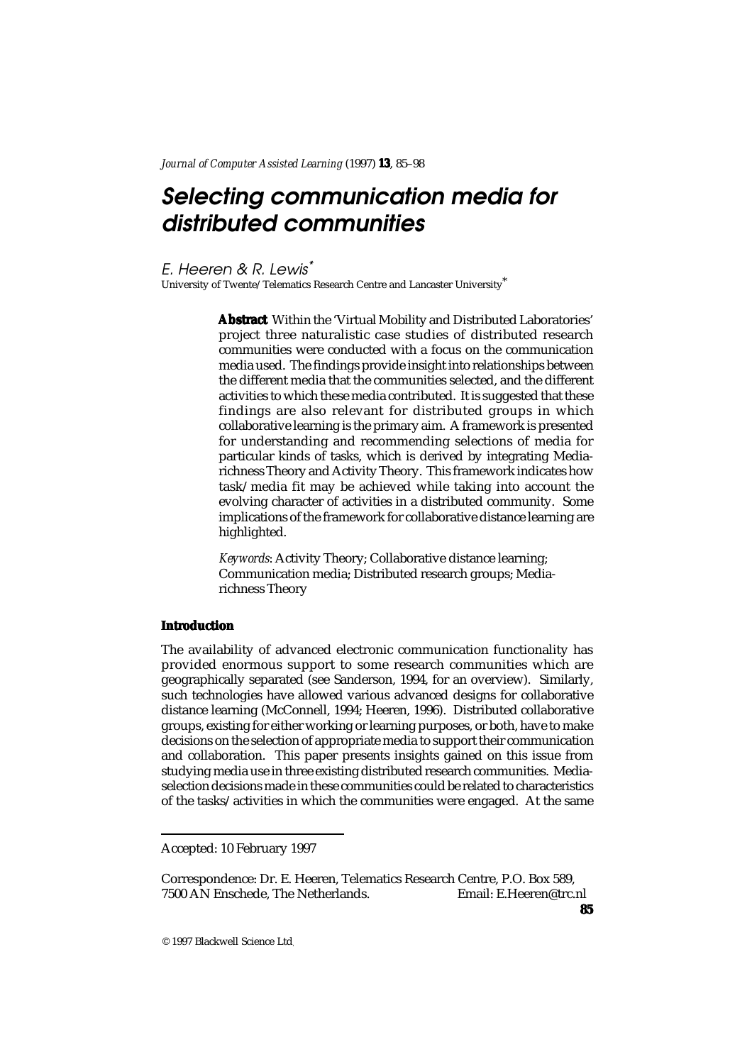# Selecting communication media for distributed communities

E. Heeren & R. Lewis*

University of Twente/Telematics Research Centre and Lancaster University*

**Abstract** Within the 'Virtual Mobility and Distributed Laboratories' project three naturalistic case studies of distributed research communities were conducted with a focus on the communication media used. The findings provide insight into relationships between the different media that the communities selected, and the different activities to which these media contributed. It is suggested that these findings are also relevant for distributed groups in which collaborative learning is the primary aim. A framework is presented for understanding and recommending selections of media for particular kinds of tasks, which is derived by integrating Media-richness Theory and Activity Theory. This framework indicates how task/media fit may be achieved while taking into account the evolving character of activities in a distributed community. Some implications of the framework for collaborative distance learning are highlighted.

*Keywords*: Activity Theory; Collaborative distance learning; Communication media; Distributed research groups; Media-richness Theory

## Introduction

The availability of advanced electronic communication functionality has provided enormous support to some research communities which are geographically separated (see Sanderson, 1994, for an overview). Similarly, such technologies have allowed various advanced designs for collaborative distance learning (McConnell, 1994; Heeren, 1996). Distributed collaborative groups, existing for either working or learning purposes, or both, have to make decisions on the selection of appropriate media to support their communication and collaboration. This paper presents insights gained on this issue from studying media use in three existing distributed research communities. Media-selection decisions made in these communities could be related to characteristics of the tasks/activities in which the communities were engaged. At the same

Accepted: 10 February 1997

Correspondence: Dr. E. Heeren, Telematics Research Centre, P.O. Box 589, 7500 AN Enschede, The Netherlands. Email: E.Heeren@trc.nl

© 1997 Blackwell Science Ltd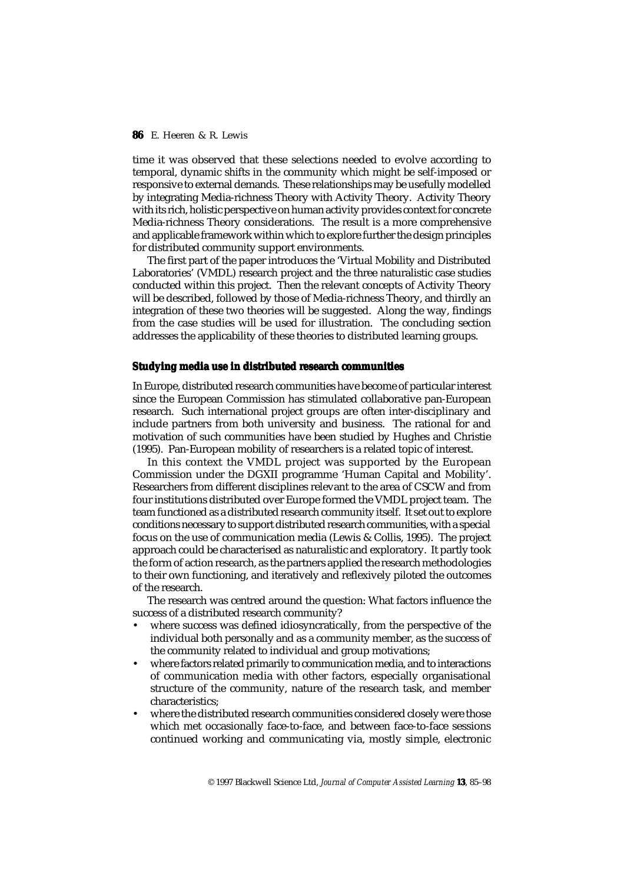time it was observed that these selections needed to evolve according to temporal, dynamic shifts in the community which might be self-imposed or responsive to external demands. These relationships may be usefully modelled by integrating Media-richness Theory with Activity Theory. Activity Theory with its rich, holistic perspective on human activity provides context for concrete Media-richness Theory considerations. The result is a more comprehensive and applicable framework within which to explore further the design principles for distributed community support environments.

The first part of the paper introduces the 'Virtual Mobility and Distributed Laboratories' (VMDL) research project and the three naturalistic case studies conducted within this project. Then the relevant concepts of Activity Theory will be described, followed by those of Media-richness Theory, and thirdly an integration of these two theories will be suggested. Along the way, findings from the case studies will be used for illustration. The concluding section addresses the applicability of these theories to distributed learning groups.

## Studying media use in distributed research communities

In Europe, distributed research communities have become of particular interest since the European Commission has stimulated collaborative pan-European research. Such international project groups are often inter-disciplinary and include partners from both university and business. The rational for and motivation of such communities have been studied by Hughes and Christie (1995). Pan-European mobility of researchers is a related topic of interest.

In this context the VMDL project was supported by the European Commission under the DGXII programme 'Human Capital and Mobility'. Researchers from different disciplines relevant to the area of CSCW and from four institutions distributed over Europe formed the VMDL project team. The team functioned as a distributed research community itself. It set out to explore conditions necessary to support distributed research communities, with a special focus on the use of communication media (Lewis & Collis, 1995). The project approach could be characterised as naturalistic and exploratory. It partly took the form of action research, as the partners applied the research methodologies to their own functioning, and iteratively and reflexively piloted the outcomes of the research.

The research was centred around the question: What factors influence the success of a distributed research community?

- where success was defined idiosyncratically, from the perspective of the individual both personally and as a community member, as the success of the community related to individual and group motivations;
- where factors related primarily to communication media, and to interactions of communication media with other factors, especially organisational structure of the community, nature of the research task, and member characteristics;
- where the distributed research communities considered closely were those which met occasionally face-to-face, and between face-to-face sessions continued working and communicating via, mostly simple, electronic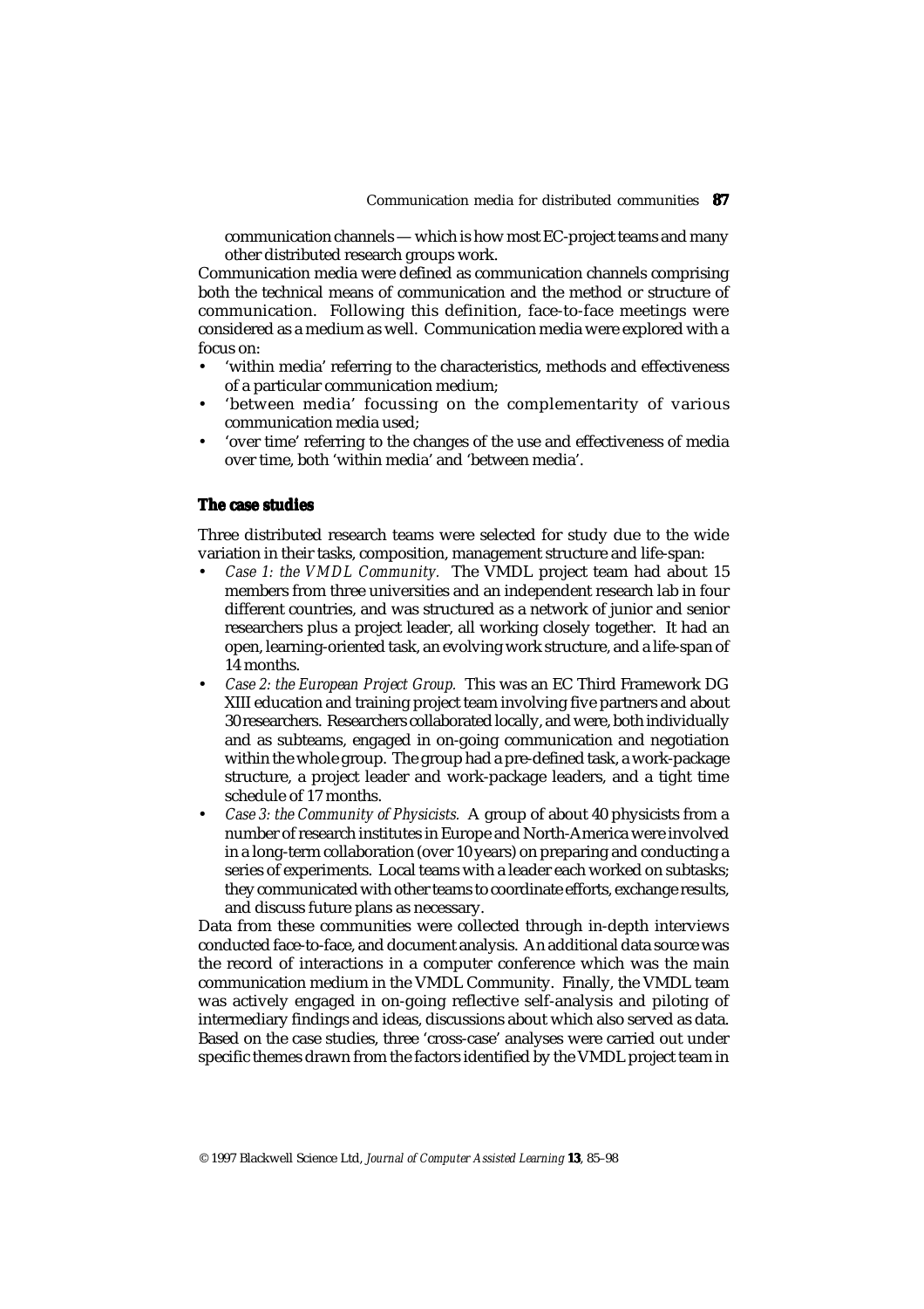communication channels — which is how most EC-project teams and many other distributed research groups work.

Communication media were defined as communication channels comprising both the technical means of communication and the method or structure of communication. Following this definition, face-to-face meetings were considered as a medium as well. Communication media were explored with a focus on:

- 'within media' referring to the characteristics, methods and effectiveness of a particular communication medium;
- 'between media' focussing on the complementarity of various communication media used;
- 'over time' referring to the changes of the use and effectiveness of media over time, both 'within media' and 'between media'.

## The case studies

Three distributed research teams were selected for study due to the wide variation in their tasks, composition, management structure and life-span:

- *Case 1: the VMDL Community.* The VMDL project team had about 15 members from three universities and an independent research lab in four different countries, and was structured as a network of junior and senior researchers plus a project leader, all working closely together. It had an open, learning-oriented task, an evolving work structure, and a life-span of 14 months.
- *Case 2: the European Project Group.* This was an EC Third Framework DG XIII education and training project team involving five partners and about 30 researchers. Researchers collaborated locally, and were, both individually and as subteams, engaged in on-going communication and negotiation within the whole group. The group had a pre-defined task, a work-package structure, a project leader and work-package leaders, and a tight time schedule of 17 months.
- *Case 3: the Community of Physicists.* A group of about 40 physicists from a number of research institutes in Europe and North-America were involved in a long-term collaboration (over 10 years) on preparing and conducting a series of experiments. Local teams with a leader each worked on subtasks; they communicated with other teams to coordinate efforts, exchange results, and discuss future plans as necessary.

Data from these communities were collected through in-depth interviews conducted face-to-face, and document analysis. An additional data source was the record of interactions in a computer conference which was the main communication medium in the VMDL Community. Finally, the VMDL team was actively engaged in on-going reflective self-analysis and piloting of intermediary findings and ideas, discussions about which also served as data. Based on the case studies, three 'cross-case' analyses were carried out under specific themes drawn from the factors identified by the VMDL project team in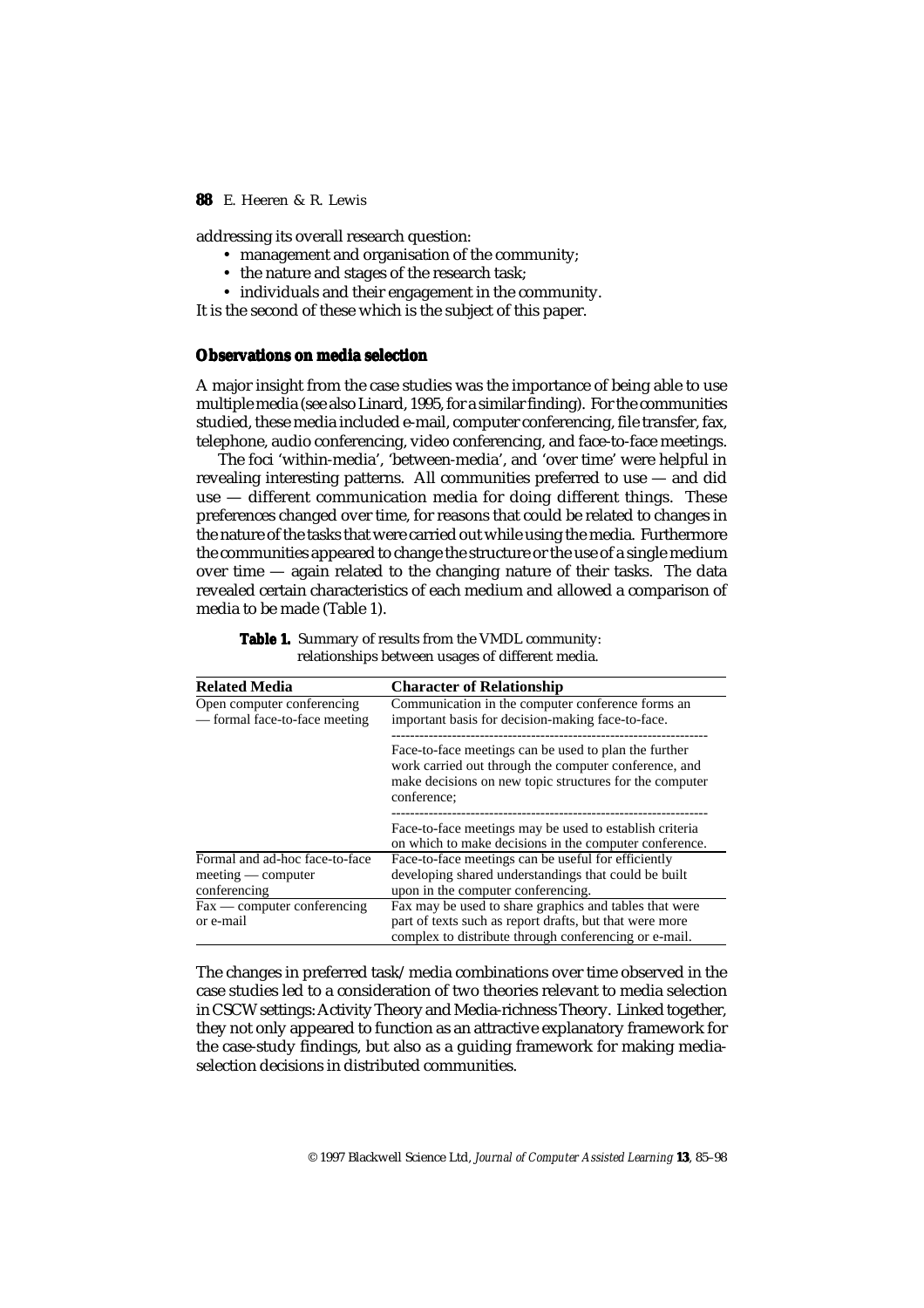addressing its overall research question:

- management and organisation of the community;
- the nature and stages of the research task;
- individuals and their engagement in the community.

It is the second of these which is the subject of this paper.

### Observations on media selection

A major insight from the case studies was the importance of being able to use multiple media (see also Linard, 1995, for a similar finding). For the communities studied, these media included e-mail, computer conferencing, file transfer, fax, telephone, audio conferencing, video conferencing, and face-to-face meetings.

The foci 'within-media', 'between-media', and 'over time' were helpful in revealing interesting patterns. All communities preferred to use — and did use — different communication media for doing different things. These preferences changed over time, for reasons that could be related to changes in the nature of the tasks that were carried out while using the media. Furthermore the communities appeared to change the structure or the use of a single medium over time — again related to the changing nature of their tasks. The data revealed certain characteristics of each medium and allowed a comparison of media to be made (Table 1).

**Table 1.** Summary of results from the VMDL community: relationships between usages of different media.

| Related Media | Character of Relationship |
| --- | --- |
| Open computer conferencing — formal face-to-face meeting | Communication in the computer conference forms an important basis for decision-making face-to-face. |
| | Face-to-face meetings can be used to plan the further work carried out through the computer conference, and make decisions on new topic structures for the computer conference; |
| | Face-to-face meetings may be used to establish criteria on which to make decisions in the computer conference. |
| Formal and ad-hoc face-to-face meeting — computer conferencing | Face-to-face meetings can be useful for efficiently developing shared understandings that could be built upon in the computer conferencing. |
| Fax — computer conferencing or e-mail | Fax may be used to share graphics and tables that were part of texts such as report drafts, but that were more complex to distribute through conferencing or e-mail. |

The changes in preferred task/media combinations over time observed in the case studies led to a consideration of two theories relevant to media selection in CSCW settings: Activity Theory and Media-richness Theory. Linked together, they not only appeared to function as an attractive explanatory framework for the case-study findings, but also as a guiding framework for making media-selection decisions in distributed communities.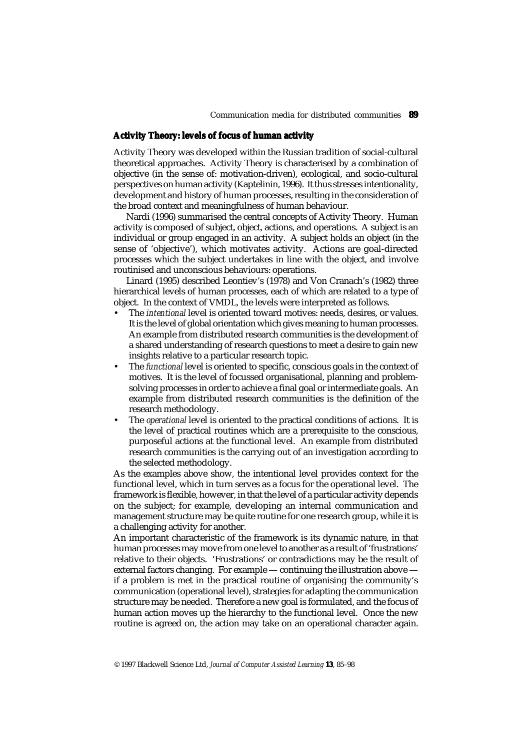### Activity Theory: levels of focus of human activity

Activity Theory was developed within the Russian tradition of social-cultural theoretical approaches. Activity Theory is characterised by a combination of objective (in the sense of: motivation-driven), ecological, and socio-cultural perspectives on human activity (Kaptelinin, 1996). It thus stresses intentionality, development and history of human processes, resulting in the consideration of the broad context and meaningfulness of human behaviour.

Nardi (1996) summarised the central concepts of Activity Theory. Human activity is composed of subject, object, actions, and operations. A subject is an individual or group engaged in an activity. A subject holds an object (in the sense of 'objective'), which motivates activity. Actions are goal-directed processes which the subject undertakes in line with the object, and involve routinised and unconscious behaviours: operations.

Linard (1995) described Leontiev's (1978) and Von Cranach's (1982) three hierarchical levels of human processes, each of which are related to a type of object. In the context of VMDL, the levels were interpreted as follows.

- The *intentional* level is oriented toward motives: needs, desires, or values. It is the level of global orientation which gives meaning to human processes. An example from distributed research communities is the development of a shared understanding of research questions to meet a desire to gain new insights relative to a particular research topic.
- The *functional* level is oriented to specific, conscious goals in the context of motives. It is the level of focussed organisational, planning and problem-solving processes in order to achieve a final goal or intermediate goals. An example from distributed research communities is the definition of the research methodology.
- The *operational* level is oriented to the practical conditions of actions. It is the level of practical routines which are a prerequisite to the conscious, purposeful actions at the functional level. An example from distributed research communities is the carrying out of an investigation according to the selected methodology.

As the examples above show, the intentional level provides context for the functional level, which in turn serves as a focus for the operational level. The framework is flexible, however, in that the level of a particular activity depends on the subject; for example, developing an internal communication and management structure may be quite routine for one research group, while it is a challenging activity for another.

An important characteristic of the framework is its dynamic nature, in that human processes may move from one level to another as a result of 'frustrations' relative to their objects. 'Frustrations' or contradictions may be the result of external factors changing. For example — continuing the illustration above — if a problem is met in the practical routine of organising the community's communication (operational level), strategies for adapting the communication structure may be needed. Therefore a new goal is formulated, and the focus of human action moves up the hierarchy to the functional level. Once the new routine is agreed on, the action may take on an operational character again.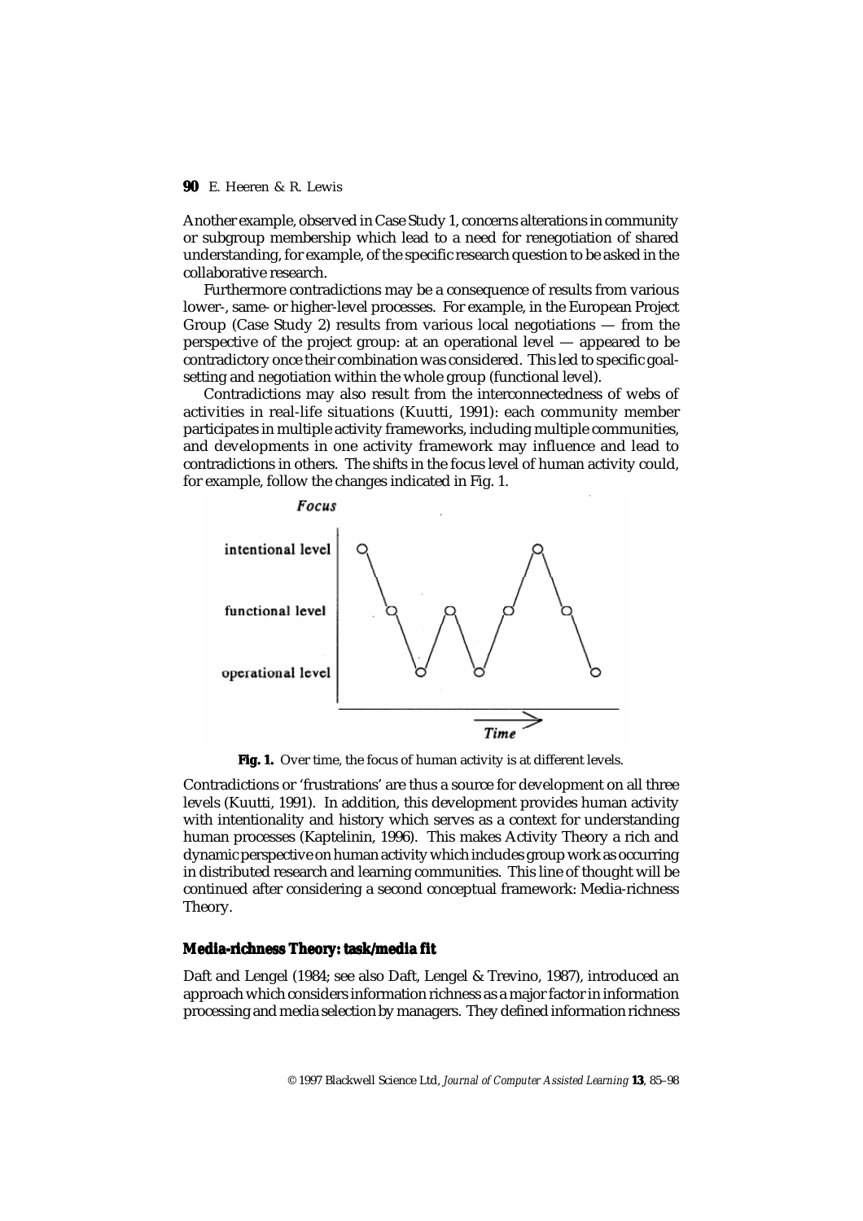Another example, observed in Case Study 1, concerns alterations in community or subgroup membership which lead to a need for renegotiation of shared understanding, for example, of the specific research question to be asked in the collaborative research.

Furthermore contradictions may be a consequence of results from various lower-, same- or higher-level processes. For example, in the European Project Group (Case Study 2) results from various local negotiations — from the perspective of the project group: at an operational level — appeared to be contradictory once their combination was considered. This led to specific goal-setting and negotiation within the whole group (functional level).

Contradictions may also result from the interconnectedness of webs of activities in real-life situations (Kuutti, 1991): each community member participates in multiple activity frameworks, including multiple communities, and developments in one activity framework may influence and lead to contradictions in others. The shifts in the focus level of human activity could, for example, follow the changes indicated in Fig. 1.

**Fig. 1.** Over time, the focus of human activity is at different levels.

Contradictions or 'frustrations' are thus a source for development on all three levels (Kuutti, 1991). In addition, this development provides human activity with intentionality and history which serves as a context for understanding human processes (Kaptelinin, 1996). This makes Activity Theory a rich and dynamic perspective on human activity which includes group work as occurring in distributed research and learning communities. This line of thought will be continued after considering a second conceptual framework: Media-richness Theory.

### Media-richness Theory: task/media fit

Daft and Lengel (1984; see also Daft, Lengel & Trevino, 1987), introduced an approach which considers information richness as a major factor in information processing and media selection by managers. They defined information richness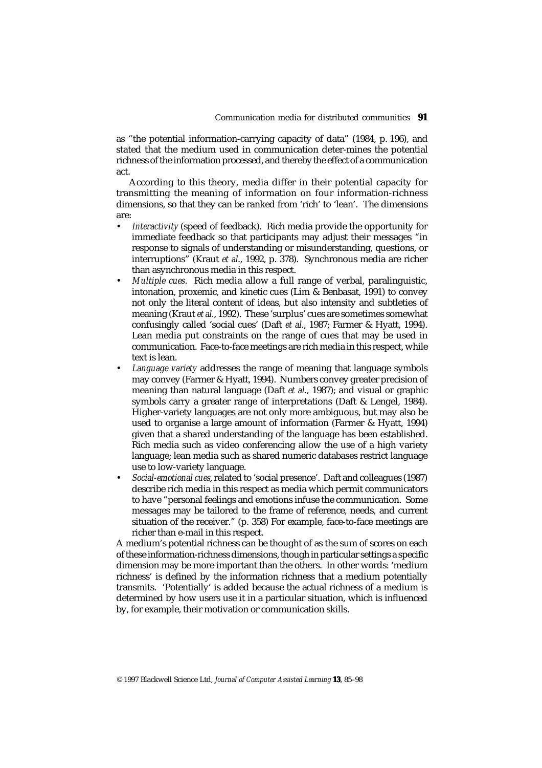as "the potential information-carrying capacity of data" (1984, p. 196), and stated that the medium used in communication deter-mines the potential richness of the information processed, and thereby the effect of a communication act.

According to this theory, media differ in their potential capacity for transmitting the meaning of information on four information-richness dimensions, so that they can be ranked from 'rich' to 'lean'. The dimensions are:

- *Interactivity* (speed of feedback). Rich media provide the opportunity for immediate feedback so that participants may adjust their messages "in response to signals of understanding or misunderstanding, questions, or interruptions" (Kraut *et al*., 1992, p. 378). Synchronous media are richer than asynchronous media in this respect.
- *Multiple cues*. Rich media allow a full range of verbal, paralinguistic, intonation, proxemic, and kinetic cues (Lim & Benbasat, 1991) to convey not only the literal content of ideas, but also intensity and subtleties of meaning (Kraut *et al*., 1992). These 'surplus' cues are sometimes somewhat confusingly called 'social cues' (Daft *et al*., 1987; Farmer & Hyatt, 1994). Lean media put constraints on the range of cues that may be used in communication. Face-to-face meetings are rich media in this respect, while text is lean.
- *Language variety* addresses the range of meaning that language symbols may convey (Farmer & Hyatt, 1994). Numbers convey greater precision of meaning than natural language (Daft *et al*., 1987); and visual or graphic symbols carry a greater range of interpretations (Daft & Lengel, 1984). Higher-variety languages are not only more ambiguous, but may also be used to organise a large amount of information (Farmer & Hyatt, 1994) given that a shared understanding of the language has been established. Rich media such as video conferencing allow the use of a high variety language; lean media such as shared numeric databases restrict language use to low-variety language.
- *Social-emotional cues*, related to 'social presence'. Daft and colleagues (1987) describe rich media in this respect as media which permit communicators to have "personal feelings and emotions infuse the communication. Some messages may be tailored to the frame of reference, needs, and current situation of the receiver." (p. 358) For example, face-to-face meetings are richer than e-mail in this respect.

A medium's potential richness can be thought of as the sum of scores on each of these information-richness dimensions, though in particular settings a specific dimension may be more important than the others. In other words: 'medium richness' is defined by the information richness that a medium potentially transmits. 'Potentially' is added because the actual richness of a medium is determined by how users use it in a particular situation, which is influenced by, for example, their motivation or communication skills.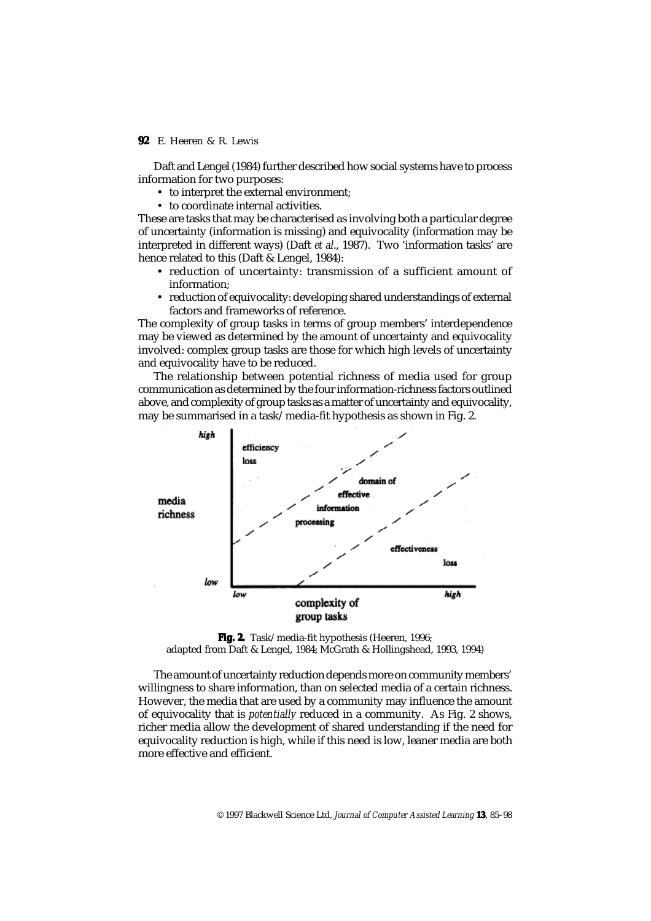Daft and Lengel (1984) further described how social systems have to process information for two purposes:

- to interpret the external environment;
- to coordinate internal activities.

These are tasks that may be characterised as involving both a particular degree of uncertainty (information is missing) and equivocality (information may be interpreted in different ways) (Daft *et al*., 1987). Two 'information tasks' are hence related to this (Daft & Lengel, 1984):

- reduction of uncertainty: transmission of a sufficient amount of information;
- reduction of equivocality: developing shared understandings of external factors and frameworks of reference.

The complexity of group tasks in terms of group members' interdependence may be viewed as determined by the amount of uncertainty and equivocality involved: complex group tasks are those for which high levels of uncertainty and equivocality have to be reduced.

The relationship between potential richness of media used for group communication as determined by the four information-richness factors outlined above, and complexity of group tasks as a matter of uncertainty and equivocality, may be summarised in a task/media-fit hypothesis as shown in Fig. 2.

**Fig. 2.** Task/media-fit hypothesis (Heeren, 1996; adapted from Daft & Lengel, 1984; McGrath & Hollingshead, 1993, 1994)

The amount of uncertainty reduction depends more on community members' willingness to share information, than on selected media of a certain richness. However, the media that are used by a community may influence the amount of equivocality that is *potentially* reduced in a community. As Fig. 2 shows, richer media allow the development of shared understanding if the need for equivocality reduction is high, while if this need is low, leaner media are both more effective and efficient.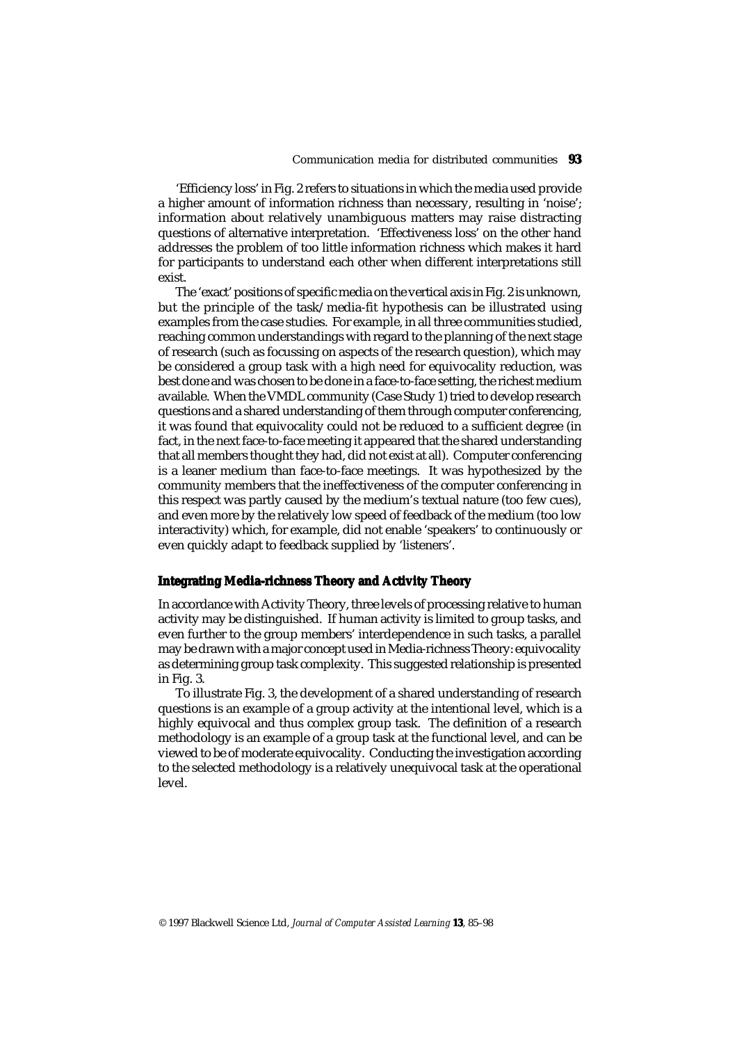'Efficiency loss' in Fig. 2 refers to situations in which the media used provide a higher amount of information richness than necessary, resulting in 'noise'; information about relatively unambiguous matters may raise distracting questions of alternative interpretation. 'Effectiveness loss' on the other hand addresses the problem of too little information richness which makes it hard for participants to understand each other when different interpretations still exist.

The 'exact' positions of specific media on the vertical axis in Fig. 2 is unknown, but the principle of the task/media-fit hypothesis can be illustrated using examples from the case studies. For example, in all three communities studied, reaching common understandings with regard to the planning of the next stage of research (such as focussing on aspects of the research question), which may be considered a group task with a high need for equivocality reduction, was best done and was chosen to be done in a face-to-face setting, the richest medium available. When the VMDL community (Case Study 1) tried to develop research questions and a shared understanding of them through computer conferencing, it was found that equivocality could not be reduced to a sufficient degree (in fact, in the next face-to-face meeting it appeared that the shared understanding that all members thought they had, did not exist at all). Computer conferencing is a leaner medium than face-to-face meetings. It was hypothesized by the community members that the ineffectiveness of the computer conferencing in this respect was partly caused by the medium's textual nature (too few cues), and even more by the relatively low speed of feedback of the medium (too low interactivity) which, for example, did not enable 'speakers' to continuously or even quickly adapt to feedback supplied by 'listeners'.

### Integrating Media-richness Theory and Activity Theory

In accordance with Activity Theory, three levels of processing relative to human activity may be distinguished. If human activity is limited to group tasks, and even further to the group members' interdependence in such tasks, a parallel may be drawn with a major concept used in Media-richness Theory: equivocality as determining group task complexity. This suggested relationship is presented in Fig. 3.

To illustrate Fig. 3, the development of a shared understanding of research questions is an example of a group activity at the intentional level, which is a highly equivocal and thus complex group task. The definition of a research methodology is an example of a group task at the functional level, and can be viewed to be of moderate equivocality. Conducting the investigation according to the selected methodology is a relatively unequivocal task at the operational level.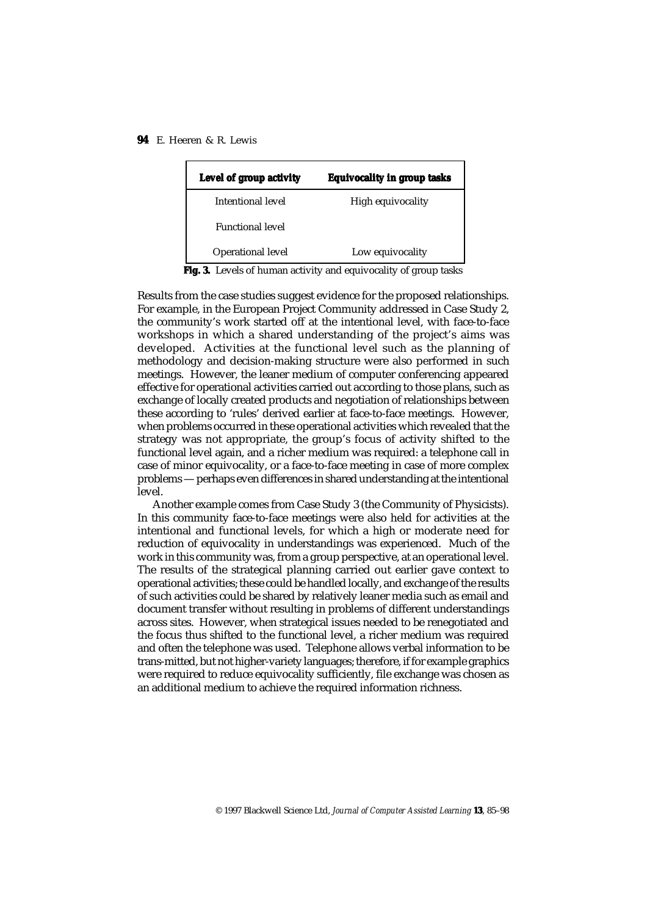| Level of group activity | Equivocality in group tasks |
| --- | --- |
| Intentional level | High equivocality |
| Functional level | |
| Operational level | Low equivocality |

**Fig. 3.** Levels of human activity and equivocality of group tasks

Results from the case studies suggest evidence for the proposed relationships. For example, in the European Project Community addressed in Case Study 2, the community's work started off at the intentional level, with face-to-face workshops in which a shared understanding of the project's aims was developed. Activities at the functional level such as the planning of methodology and decision-making structure were also performed in such meetings. However, the leaner medium of computer conferencing appeared effective for operational activities carried out according to those plans, such as exchange of locally created products and negotiation of relationships between these according to 'rules' derived earlier at face-to-face meetings. However, when problems occurred in these operational activities which revealed that the strategy was not appropriate, the group's focus of activity shifted to the functional level again, and a richer medium was required: a telephone call in case of minor equivocality, or a face-to-face meeting in case of more complex problems — perhaps even differences in shared understanding at the intentional level.

Another example comes from Case Study 3 (the Community of Physicists). In this community face-to-face meetings were also held for activities at the intentional and functional levels, for which a high or moderate need for reduction of equivocality in understandings was experienced. Much of the work in this community was, from a group perspective, at an operational level. The results of the strategical planning carried out earlier gave context to operational activities; these could be handled locally, and exchange of the results of such activities could be shared by relatively leaner media such as email and document transfer without resulting in problems of different understandings across sites. However, when strategical issues needed to be renegotiated and the focus thus shifted to the functional level, a richer medium was required and often the telephone was used. Telephone allows verbal information to be trans-mitted, but not higher-variety languages; therefore, if for example graphics were required to reduce equivocality sufficiently, file exchange was chosen as an additional medium to achieve the required information richness.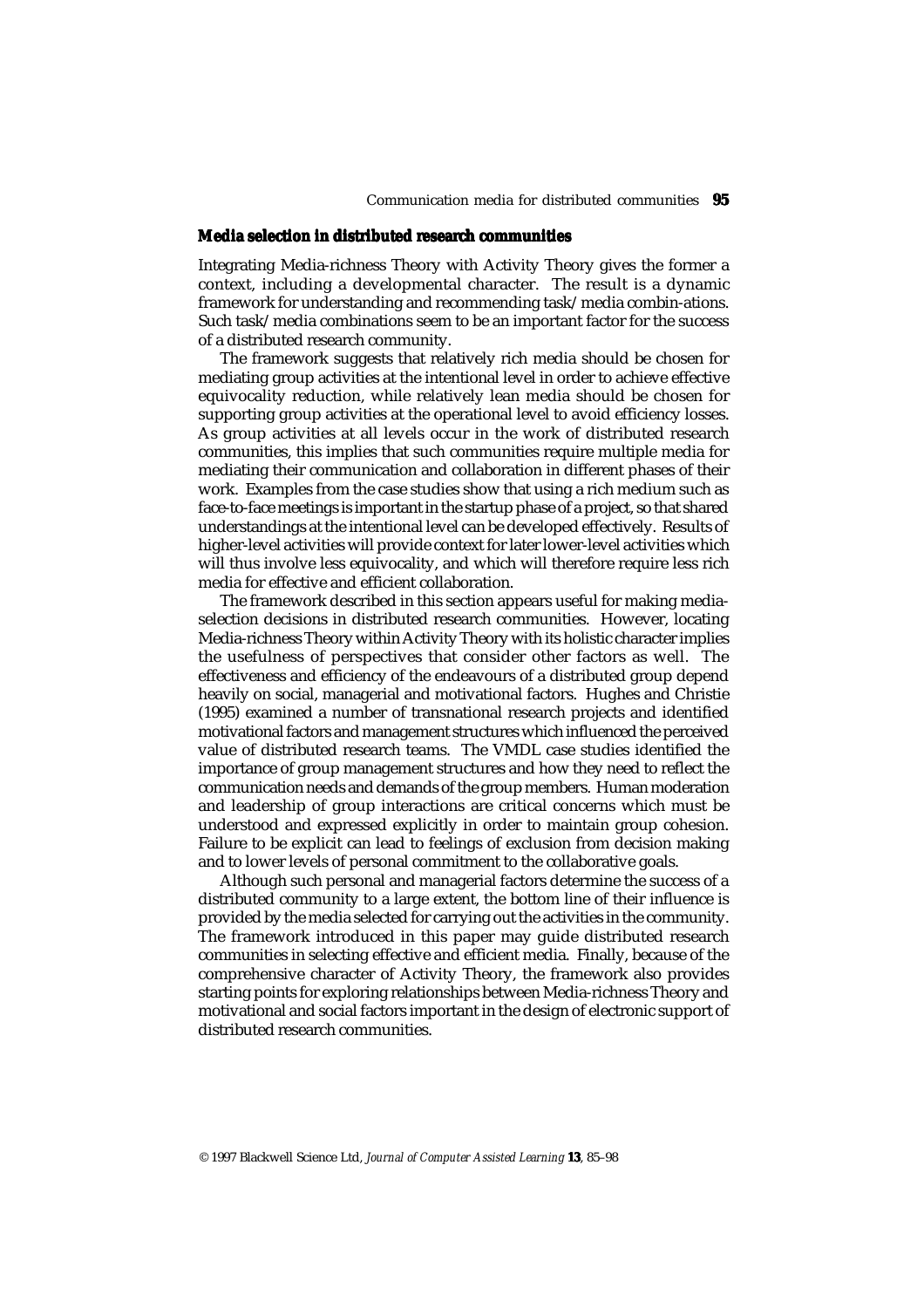## Media selection in distributed research communities

Integrating Media-richness Theory with Activity Theory gives the former a context, including a developmental character. The result is a dynamic framework for understanding and recommending task/media combin-ations. Such task/media combinations seem to be an important factor for the success of a distributed research community.

The framework suggests that relatively rich media should be chosen for mediating group activities at the intentional level in order to achieve effective equivocality reduction, while relatively lean media should be chosen for supporting group activities at the operational level to avoid efficiency losses. As group activities at all levels occur in the work of distributed research communities, this implies that such communities require multiple media for mediating their communication and collaboration in different phases of their work. Examples from the case studies show that using a rich medium such as face-to-face meetings is important in the startup phase of a project, so that shared understandings at the intentional level can be developed effectively. Results of higher-level activities will provide context for later lower-level activities which will thus involve less equivocality, and which will therefore require less rich media for effective and efficient collaboration.

The framework described in this section appears useful for making media-selection decisions in distributed research communities. However, locating Media-richness Theory within Activity Theory with its holistic character implies the usefulness of perspectives that consider other factors as well. The effectiveness and efficiency of the endeavours of a distributed group depend heavily on social, managerial and motivational factors. Hughes and Christie (1995) examined a number of transnational research projects and identified motivational factors and management structures which influenced the perceived value of distributed research teams. The VMDL case studies identified the importance of group management structures and how they need to reflect the communication needs and demands of the group members. Human moderation and leadership of group interactions are critical concerns which must be understood and expressed explicitly in order to maintain group cohesion. Failure to be explicit can lead to feelings of exclusion from decision making and to lower levels of personal commitment to the collaborative goals.

Although such personal and managerial factors determine the success of a distributed community to a large extent, the bottom line of their influence is provided by the media selected for carrying out the activities in the community. The framework introduced in this paper may guide distributed research communities in selecting effective and efficient media. Finally, because of the comprehensive character of Activity Theory, the framework also provides starting points for exploring relationships between Media-richness Theory and motivational and social factors important in the design of electronic support of distributed research communities.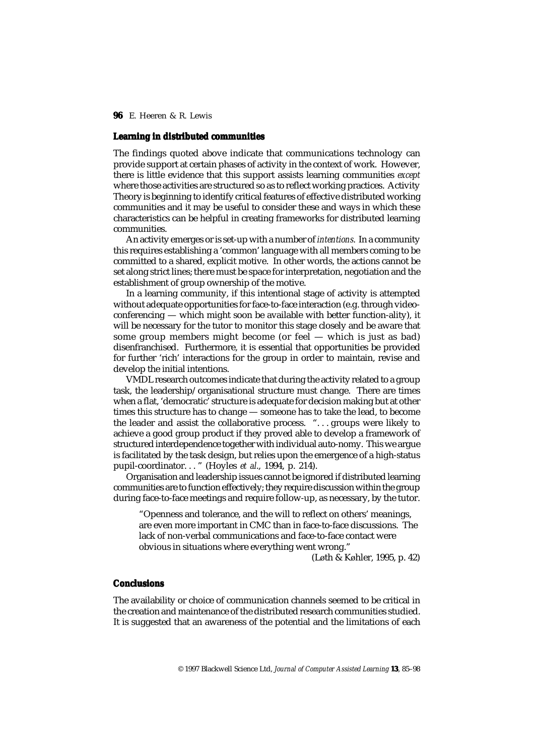### Learning in distributed communities

The findings quoted above indicate that communications technology can provide support at certain phases of activity in the context of work. However, there is little evidence that this support assists learning communities *except* where those activities are structured so as to reflect working practices. Activity Theory is beginning to identify critical features of effective distributed working communities and it may be useful to consider these and ways in which these characteristics can be helpful in creating frameworks for distributed learning communities.

An activity emerges or is set-up with a number of *intentions*. In a community this requires establishing a 'common' language with all members coming to be committed to a shared, explicit motive. In other words, the actions cannot be set along strict lines; there must be space for interpretation, negotiation and the establishment of group ownership of the motive.

In a learning community, if this intentional stage of activity is attempted without adequate opportunities for face-to-face interaction (e.g. through video-conferencing — which might soon be available with better function-ality), it will be necessary for the tutor to monitor this stage closely and be aware that some group members might become (or feel — which is just as bad) disenfranchised. Furthermore, it is essential that opportunities be provided for further 'rich' interactions for the group in order to maintain, revise and develop the initial intentions.

VMDL research outcomes indicate that during the activity related to a group task, the leadership/organisational structure must change. There are times when a flat, 'democratic' structure is adequate for decision making but at other times this structure has to change — someone has to take the lead, to become the leader and assist the collaborative process. "... groups were likely to achieve a good group product if they proved able to develop a framework of structured interdependence together with individual auto-nomy. This we argue is facilitated by the task design, but relies upon the emergence of a high-status pupil-coordinator..." (Hoyles *et al*., 1994, p. 214).

Organisation and leadership issues cannot be ignored if distributed learning communities are to function effectively; they require discussion within the group during face-to-face meetings and require follow-up, as necessary, by the tutor.

> "Openness and tolerance, and the will to reflect on others' meanings, are even more important in CMC than in face-to-face discussions. The lack of non-verbal communications and face-to-face contact were obvious in situations where everything went wrong."
>
> (Løth & Køhler, 1995, p. 42)

### Conclusions

The availability or choice of communication channels seemed to be critical in the creation and maintenance of the distributed research communities studied. It is suggested that an awareness of the potential and the limitations of each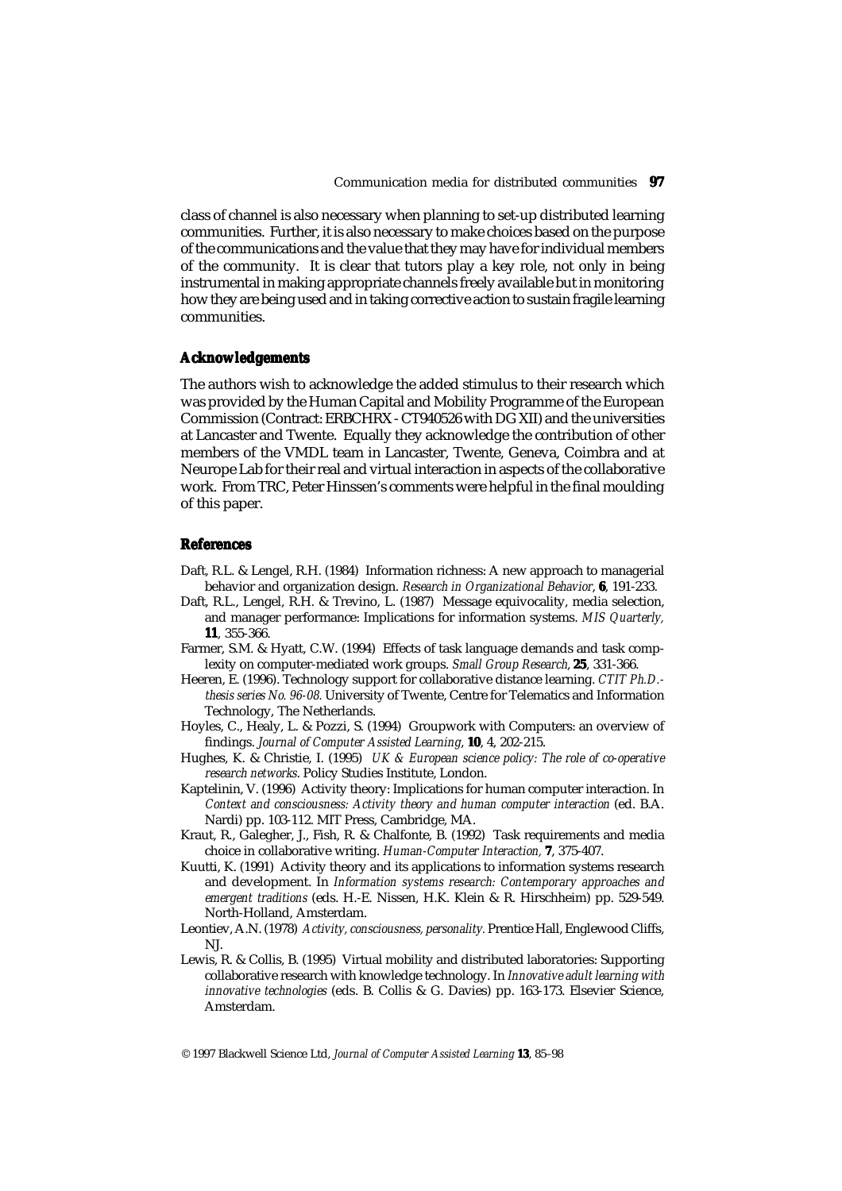class of channel is also necessary when planning to set-up distributed learning communities. Further, it is also necessary to make choices based on the purpose of the communications and the value that they may have for individual members of the community. It is clear that tutors play a key role, not only in being instrumental in making appropriate channels freely available but in monitoring how they are being used and in taking corrective action to sustain fragile learning communities.

## Acknowledgements

The authors wish to acknowledge the added stimulus to their research which was provided by the Human Capital and Mobility Programme of the European Commission (Contract: ERBCHRX - CT940526 with DG XII) and the universities at Lancaster and Twente. Equally they acknowledge the contribution of other members of the VMDL team in Lancaster, Twente, Geneva, Coimbra and at Neurope Lab for their real and virtual interaction in aspects of the collaborative work. From TRC, Peter Hinssen's comments were helpful in the final moulding of this paper.

## References

Daft, R.L. & Lengel, R.H. (1984) Information richness: A new approach to managerial behavior and organization design. *Research in Organizational Behavior*, **6**, 191-233.

Daft, R.L., Lengel, R.H. & Trevino, L. (1987) Message equivocality, media selection, and manager performance: Implications for information systems. *MIS Quarterly,* **11**, 355-366.

Farmer, S.M. & Hyatt, C.W. (1994) Effects of task language demands and task complexity on computer-mediated work groups. *Small Group Research*, **25**, 331-366.

Heeren, E. (1996). Technology support for collaborative distance learning. *CTIT Ph.D.-thesis series No. 96-08.* University of Twente, Centre for Telematics and Information Technology, The Netherlands.

Hoyles, C., Healy, L. & Pozzi, S. (1994) Groupwork with Computers: an overview of findings. *Journal of Computer Assisted Learning*, **10**, 4, 202-215.

Hughes, K. & Christie, I. (1995) *UK & European science policy: The role of co-operative research networks.* Policy Studies Institute, London.

Kaptelinin, V. (1996) Activity theory: Implications for human computer interaction. In *Context and consciousness: Activity theory and human computer interaction* (ed. B.A. Nardi) pp. 103-112. MIT Press, Cambridge, MA.

Kraut, R., Galegher, J., Fish, R. & Chalfonte, B. (1992) Task requirements and media choice in collaborative writing. *Human-Computer Interaction,* **7**, 375-407.

Kuutti, K. (1991) Activity theory and its applications to information systems research and development. In *Information systems research: Contemporary approaches and emergent traditions* (eds. H.-E. Nissen, H.K. Klein & R. Hirschheim) pp. 529-549. North-Holland, Amsterdam.

Leontiev, A.N. (1978) *Activity, consciousness, personality.* Prentice Hall, Englewood Cliffs, NJ.

Lewis, R. & Collis, B. (1995) Virtual mobility and distributed laboratories: Supporting collaborative research with knowledge technology. In *Innovative adult learning with innovative technologies* (eds. B. Collis & G. Davies) pp. 163-173. Elsevier Science, Amsterdam.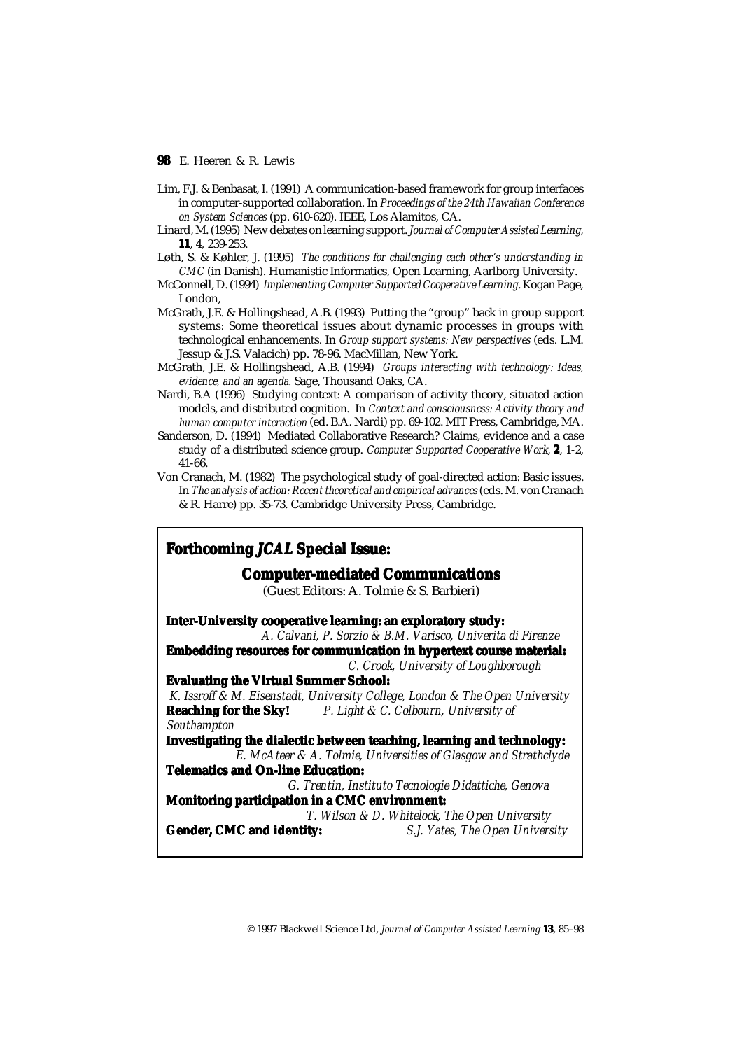Lim, F.J. & Benbasat, I. (1991) A communication-based framework for group interfaces in computer-supported collaboration. In *Proceedings of the 24th Hawaiian Conference on System Sciences* (pp. 610-620). IEEE, Los Alamitos, CA.

Linard, M. (1995) New debates on learning support. *Journal of Computer Assisted Learning*, **11**, 4, 239-253.

Løth, S. & Køhler, J. (1995) *The conditions for challenging each other's understanding in CMC* (in Danish). Humanistic Informatics, Open Learning, Aarlborg University.

McConnell, D. (1994) *Implementing Computer Supported Cooperative Learning*. Kogan Page, London,

McGrath, J.E. & Hollingshead, A.B. (1993) Putting the "group" back in group support systems: Some theoretical issues about dynamic processes in groups with technological enhancements. In *Group support systems: New perspectives* (eds. L.M. Jessup & J.S. Valacich) pp. 78-96. MacMillan, New York.

McGrath, J.E. & Hollingshead, A.B. (1994) *Groups interacting with technology: Ideas, evidence, and an agenda.* Sage, Thousand Oaks, CA.

Nardi, B.A (1996) Studying context: A comparison of activity theory, situated action models, and distributed cognition. In *Context and consciousness: Activity theory and human computer interaction* (ed. B.A. Nardi) pp. 69-102. MIT Press, Cambridge, MA.

Sanderson, D. (1994) Mediated Collaborative Research? Claims, evidence and a case study of a distributed science group. *Computer Supported Cooperative Work*, **2**, 1-2, 41-66.

Von Cranach, M. (1982) The psychological study of goal-directed action: Basic issues. In *The analysis of action: Recent theoretical and empirical advances* (eds. M. von Cranach & R. Harre) pp. 35-73. Cambridge University Press, Cambridge.

## Forthcoming *JCAL* Special Issue:

### Computer-mediated Communications

(Guest Editors: A. Tolmie & S. Barbieri)

**Inter-University cooperative learning: an exploratory study:** *A. Calvani, P. Sorzio & B.M. Varisco, Univerita di Firenze*

**Embedding resources for communication in hypertext course material:** *C. Crook, University of Loughborough*

**Evaluating the Virtual Summer School:** *K. Issroff & M. Eisenstadt, University College, London & The Open University*

**Reaching for the Sky!** *P. Light & C. Colbourn, University of Southampton*

**Investigating the dialectic between teaching, learning and technology:** *E. McAteer & A. Tolmie, Universities of Glasgow and Strathclyde*

**Telematics and On-line Education:** *G. Trentin, Instituto Tecnologie Didattiche, Genova*

**Monitoring participation in a CMC environment:** *T. Wilson & D. Whitelock, The Open University*

**Gender, CMC and identity:** *S.J. Yates, The Open University*